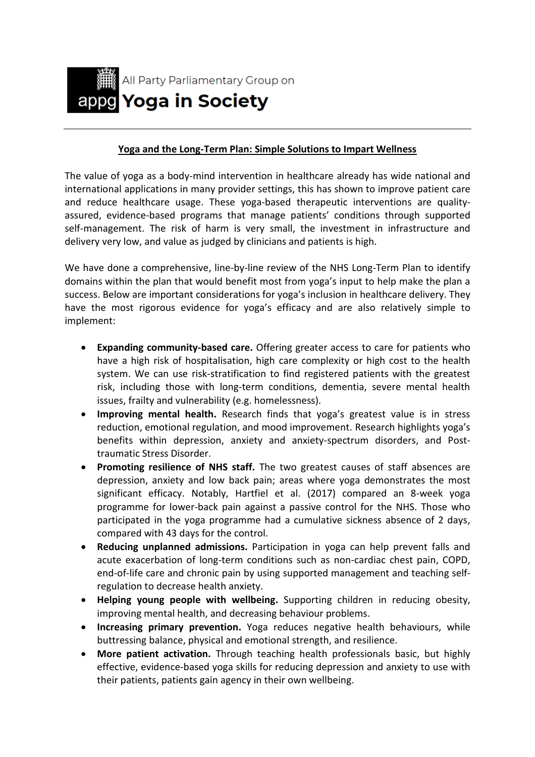All Party Parliamentary Group on

**appg Yoga in Society**

---

**Yoga and the Long-Term Plan: Simple Solutions to Impart Wellness**

The value of yoga as a body-mind intervention in healthcare already has wide national and international applications in many provider settings, this has shown to improve patient care and reduce healthcare usage. These yoga-based therapeutic interventions are quality-assured, evidence-based programs that manage patients' conditions through supported self-management. The risk of harm is very small, the investment in infrastructure and delivery very low, and value as judged by clinicians and patients is high.

We have done a comprehensive, line-by-line review of the NHS Long-Term Plan to identify domains within the plan that would benefit most from yoga's input to help make the plan a success. Below are important considerations for yoga's inclusion in healthcare delivery. They have the most rigorous evidence for yoga's efficacy and are also relatively simple to implement:

- **Expanding community-based care.** Offering greater access to care for patients who have a high risk of hospitalisation, high care complexity or high cost to the health system. We can use risk-stratification to find registered patients with the greatest risk, including those with long-term conditions, dementia, severe mental health issues, frailty and vulnerability (e.g. homelessness).
- **Improving mental health.** Research finds that yoga's greatest value is in stress reduction, emotional regulation, and mood improvement. Research highlights yoga's benefits within depression, anxiety and anxiety-spectrum disorders, and Post-traumatic Stress Disorder.
- **Promoting resilience of NHS staff.** The two greatest causes of staff absences are depression, anxiety and low back pain; areas where yoga demonstrates the most significant efficacy. Notably, Hartfiel et al. (2017) compared an 8-week yoga programme for lower-back pain against a passive control for the NHS. Those who participated in the yoga programme had a cumulative sickness absence of 2 days, compared with 43 days for the control.
- **Reducing unplanned admissions.** Participation in yoga can help prevent falls and acute exacerbation of long-term conditions such as non-cardiac chest pain, COPD, end-of-life care and chronic pain by using supported management and teaching self-regulation to decrease health anxiety.
- **Helping young people with wellbeing.** Supporting children in reducing obesity, improving mental health, and decreasing behaviour problems.
- **Increasing primary prevention.** Yoga reduces negative health behaviours, while buttressing balance, physical and emotional strength, and resilience.
- **More patient activation.** Through teaching health professionals basic, but highly effective, evidence-based yoga skills for reducing depression and anxiety to use with their patients, patients gain agency in their own wellbeing.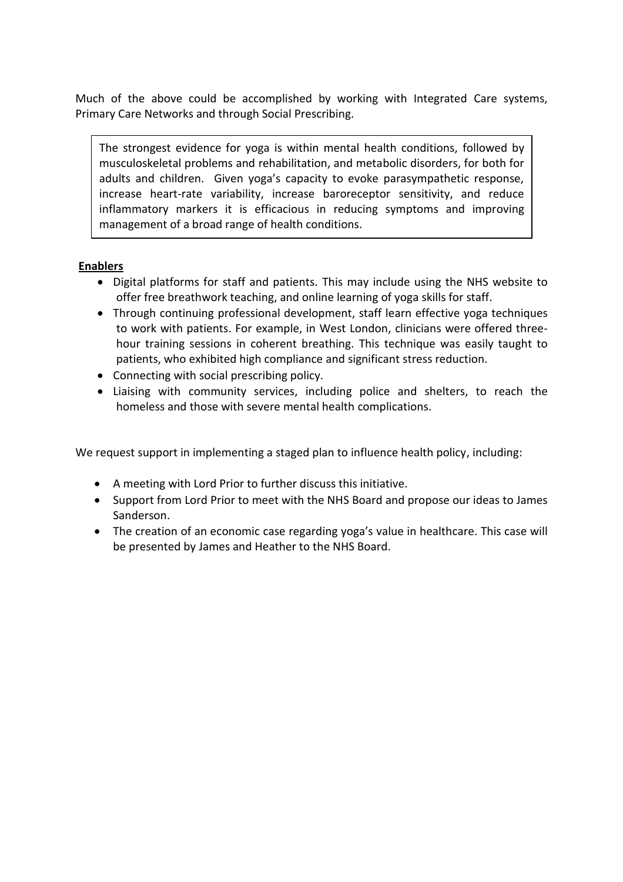Much of the above could be accomplished by working with Integrated Care systems, Primary Care Networks and through Social Prescribing.

The strongest evidence for yoga is within mental health conditions, followed by musculoskeletal problems and rehabilitation, and metabolic disorders, for both for adults and children. Given yoga's capacity to evoke parasympathetic response, increase heart-rate variability, increase baroreceptor sensitivity, and reduce inflammatory markers it is efficacious in reducing symptoms and improving management of a broad range of health conditions.

**Enablers**

- Digital platforms for staff and patients. This may include using the NHS website to offer free breathwork teaching, and online learning of yoga skills for staff.
- Through continuing professional development, staff learn effective yoga techniques to work with patients. For example, in West London, clinicians were offered three-hour training sessions in coherent breathing. This technique was easily taught to patients, who exhibited high compliance and significant stress reduction.
- Connecting with social prescribing policy.
- Liaising with community services, including police and shelters, to reach the homeless and those with severe mental health complications.

We request support in implementing a staged plan to influence health policy, including:

- A meeting with Lord Prior to further discuss this initiative.
- Support from Lord Prior to meet with the NHS Board and propose our ideas to James Sanderson.
- The creation of an economic case regarding yoga's value in healthcare. This case will be presented by James and Heather to the NHS Board.